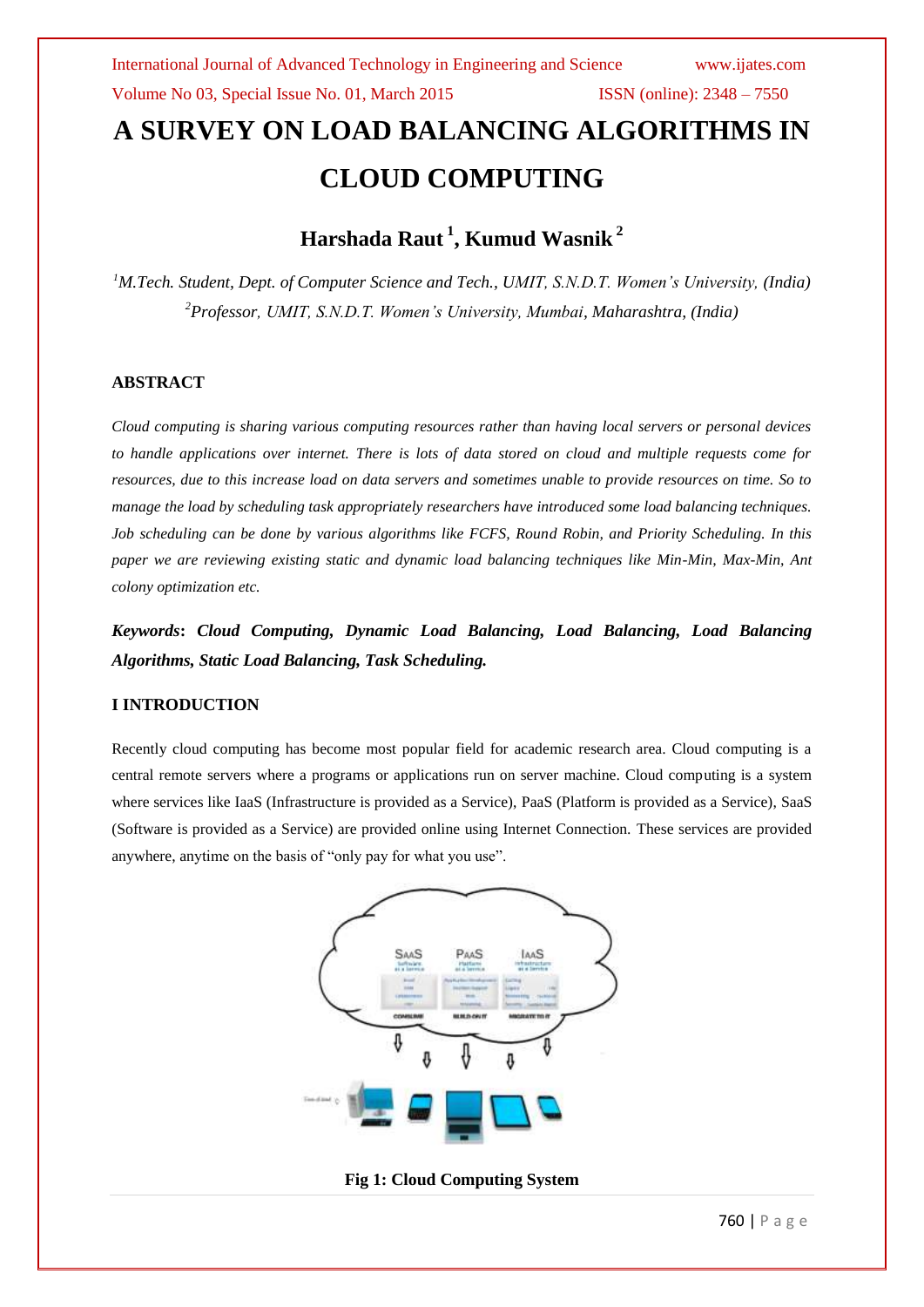# A SURVEY ON LOAD BALANCING ALGORITHMS IN CLOUD COMPUTING

## Harshada Raut [1], Kumud Wasnik [2]

[1]*M.Tech. Student, Dept. of Computer Science and Tech., UMIT, S.N.D.T. Women's University, (India)*
[2]*Professor, UMIT, S.N.D.T. Women's University, Mumbai, Maharashtra, (India)*

### ABSTRACT

*Cloud computing is sharing various computing resources rather than having local servers or personal devices to handle applications over internet. There is lots of data stored on cloud and multiple requests come for resources, due to this increase load on data servers and sometimes unable to provide resources on time. So to manage the load by scheduling task appropriately researchers have introduced some load balancing techniques. Job scheduling can be done by various algorithms like FCFS, Round Robin, and Priority Scheduling. In this paper we are reviewing existing static and dynamic load balancing techniques like Min-Min, Max-Min, Ant colony optimization etc.*

***Keywords*: *Cloud Computing, Dynamic Load Balancing, Load Balancing, Load Balancing Algorithms, Static Load Balancing, Task Scheduling.***

### I INTRODUCTION

Recently cloud computing has become most popular field for academic research area. Cloud computing is a central remote servers where a programs or applications run on server machine. Cloud computing is a system where services like IaaS (Infrastructure is provided as a Service), PaaS (Platform is provided as a Service), SaaS (Software is provided as a Service) are provided online using Internet Connection. These services are provided anywhere, anytime on the basis of "only pay for what you use".

**Fig 1: Cloud Computing System**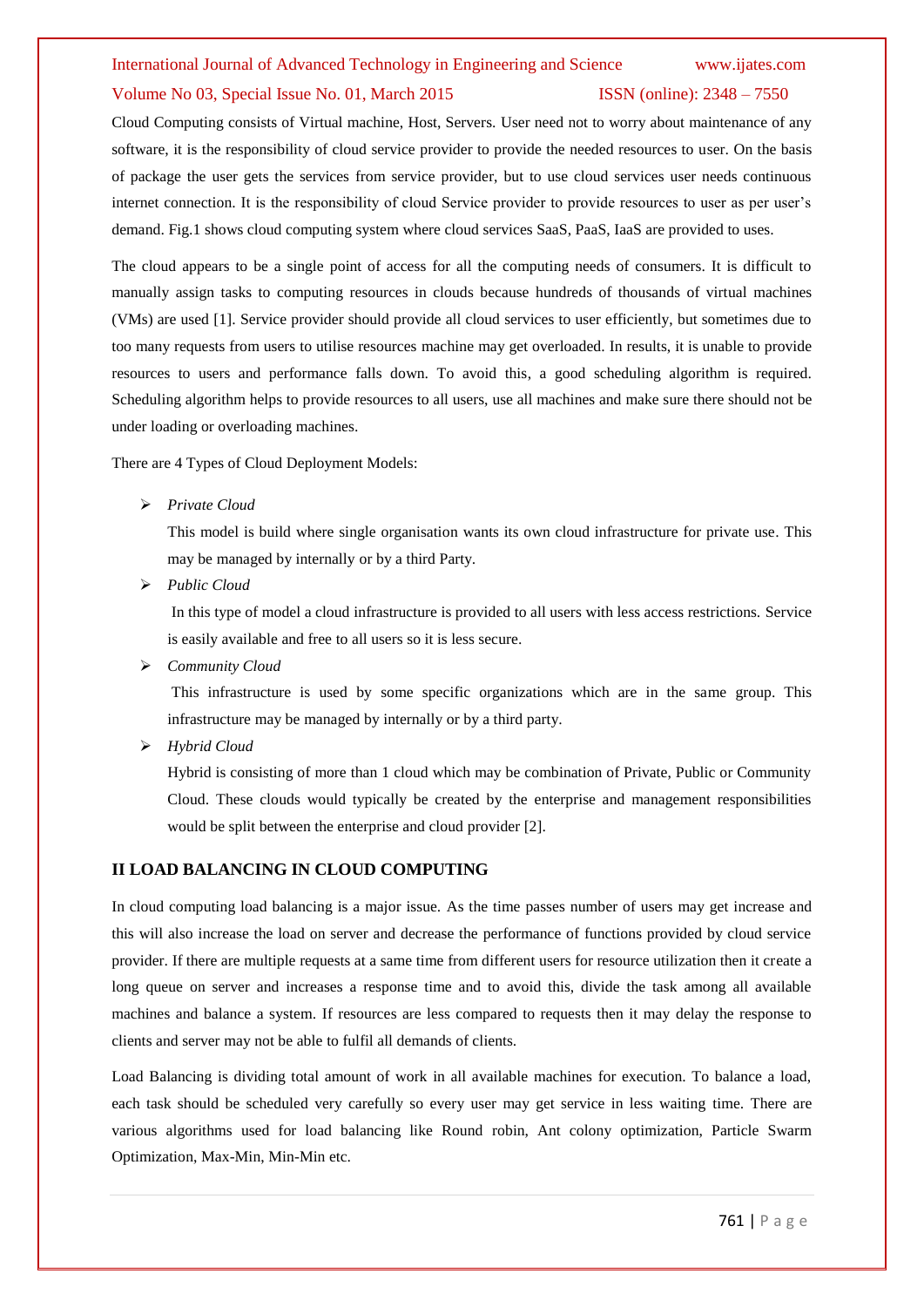Cloud Computing consists of Virtual machine, Host, Servers. User need not to worry about maintenance of any software, it is the responsibility of cloud service provider to provide the needed resources to user. On the basis of package the user gets the services from service provider, but to use cloud services user needs continuous internet connection. It is the responsibility of cloud Service provider to provide resources to user as per user's demand. Fig.1 shows cloud computing system where cloud services SaaS, PaaS, IaaS are provided to uses.

The cloud appears to be a single point of access for all the computing needs of consumers. It is difficult to manually assign tasks to computing resources in clouds because hundreds of thousands of virtual machines (VMs) are used [1]. Service provider should provide all cloud services to user efficiently, but sometimes due to too many requests from users to utilise resources machine may get overloaded. In results, it is unable to provide resources to users and performance falls down. To avoid this, a good scheduling algorithm is required. Scheduling algorithm helps to provide resources to all users, use all machines and make sure there should not be under loading or overloading machines.

There are 4 Types of Cloud Deployment Models:

- *Private Cloud*

  This model is build where single organisation wants its own cloud infrastructure for private use. This may be managed by internally or by a third Party.

- *Public Cloud*

  In this type of model a cloud infrastructure is provided to all users with less access restrictions. Service is easily available and free to all users so it is less secure.

- *Community Cloud*

  This infrastructure is used by some specific organizations which are in the same group. This infrastructure may be managed by internally or by a third party.

- *Hybrid Cloud*

  Hybrid is consisting of more than 1 cloud which may be combination of Private, Public or Community Cloud. These clouds would typically be created by the enterprise and management responsibilities would be split between the enterprise and cloud provider [2].

## II LOAD BALANCING IN CLOUD COMPUTING

In cloud computing load balancing is a major issue. As the time passes number of users may get increase and this will also increase the load on server and decrease the performance of functions provided by cloud service provider. If there are multiple requests at a same time from different users for resource utilization then it create a long queue on server and increases a response time and to avoid this, divide the task among all available machines and balance a system. If resources are less compared to requests then it may delay the response to clients and server may not be able to fulfil all demands of clients.

Load Balancing is dividing total amount of work in all available machines for execution. To balance a load, each task should be scheduled very carefully so every user may get service in less waiting time. There are various algorithms used for load balancing like Round robin, Ant colony optimization, Particle Swarm Optimization, Max-Min, Min-Min etc.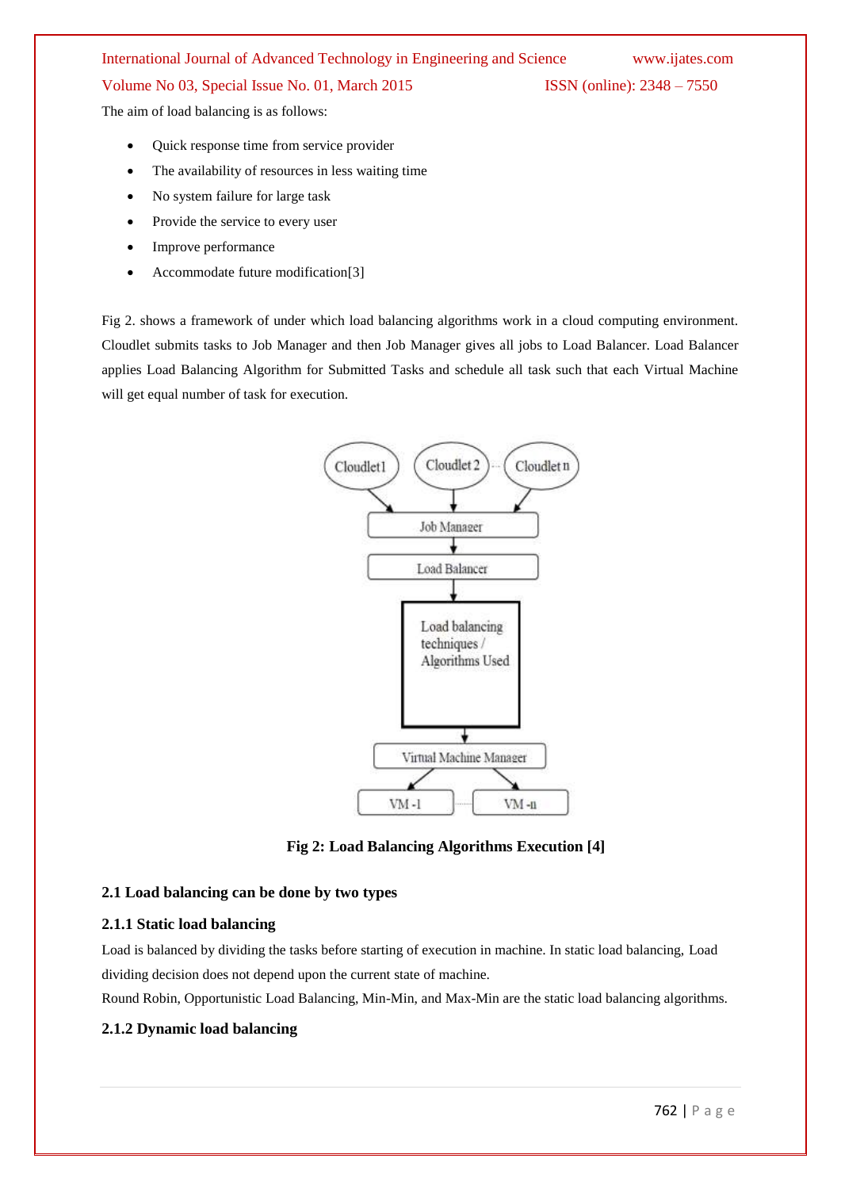The aim of load balancing is as follows:

- Quick response time from service provider
- The availability of resources in less waiting time
- No system failure for large task
- Provide the service to every user
- Improve performance
- Accommodate future modification[3]

Fig 2. shows a framework of under which load balancing algorithms work in a cloud computing environment. Cloudlet submits tasks to Job Manager and then Job Manager gives all jobs to Load Balancer. Load Balancer applies Load Balancing Algorithm for Submitted Tasks and schedule all task such that each Virtual Machine will get equal number of task for execution.

**Fig 2: Load Balancing Algorithms Execution [4]**

### 2.1 Load balancing can be done by two types

#### 2.1.1 Static load balancing

Load is balanced by dividing the tasks before starting of execution in machine. In static load balancing, Load dividing decision does not depend upon the current state of machine.

Round Robin, Opportunistic Load Balancing, Min-Min, and Max-Min are the static load balancing algorithms.

#### 2.1.2 Dynamic load balancing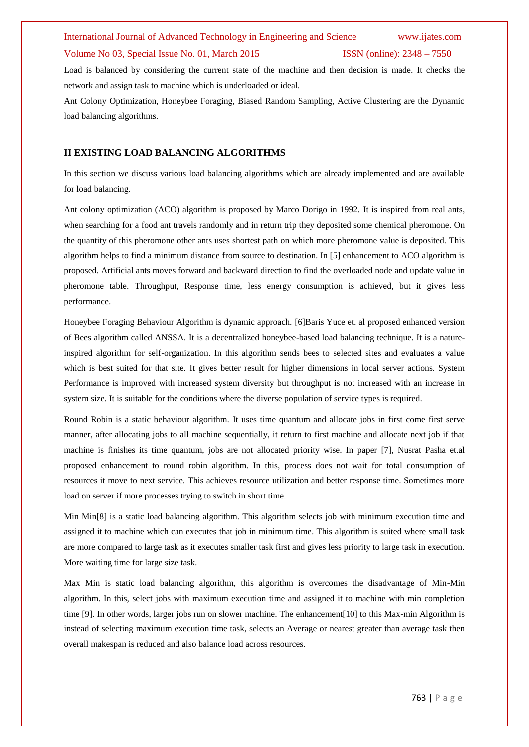Load is balanced by considering the current state of the machine and then decision is made. It checks the network and assign task to machine which is underloaded or ideal.

Ant Colony Optimization, Honeybee Foraging, Biased Random Sampling, Active Clustering are the Dynamic load balancing algorithms.

## II EXISTING LOAD BALANCING ALGORITHMS

In this section we discuss various load balancing algorithms which are already implemented and are available for load balancing.

Ant colony optimization (ACO) algorithm is proposed by Marco Dorigo in 1992. It is inspired from real ants, when searching for a food ant travels randomly and in return trip they deposited some chemical pheromone. On the quantity of this pheromone other ants uses shortest path on which more pheromone value is deposited. This algorithm helps to find a minimum distance from source to destination. In [5] enhancement to ACO algorithm is proposed. Artificial ants moves forward and backward direction to find the overloaded node and update value in pheromone table. Throughput, Response time, less energy consumption is achieved, but it gives less performance.

Honeybee Foraging Behaviour Algorithm is dynamic approach. [6]Baris Yuce et. al proposed enhanced version of Bees algorithm called ANSSA. It is a decentralized honeybee-based load balancing technique. It is a nature-inspired algorithm for self-organization. In this algorithm sends bees to selected sites and evaluates a value which is best suited for that site. It gives better result for higher dimensions in local server actions. System Performance is improved with increased system diversity but throughput is not increased with an increase in system size. It is suitable for the conditions where the diverse population of service types is required.

Round Robin is a static behaviour algorithm. It uses time quantum and allocate jobs in first come first serve manner, after allocating jobs to all machine sequentially, it return to first machine and allocate next job if that machine is finishes its time quantum, jobs are not allocated priority wise. In paper [7], Nusrat Pasha et.al proposed enhancement to round robin algorithm. In this, process does not wait for total consumption of resources it move to next service. This achieves resource utilization and better response time. Sometimes more load on server if more processes trying to switch in short time.

Min Min[8] is a static load balancing algorithm. This algorithm selects job with minimum execution time and assigned it to machine which can executes that job in minimum time. This algorithm is suited where small task are more compared to large task as it executes smaller task first and gives less priority to large task in execution. More waiting time for large size task.

Max Min is static load balancing algorithm, this algorithm is overcomes the disadvantage of Min-Min algorithm. In this, select jobs with maximum execution time and assigned it to machine with min completion time [9]. In other words, larger jobs run on slower machine. The enhancement[10] to this Max-min Algorithm is instead of selecting maximum execution time task, selects an Average or nearest greater than average task then overall makespan is reduced and also balance load across resources.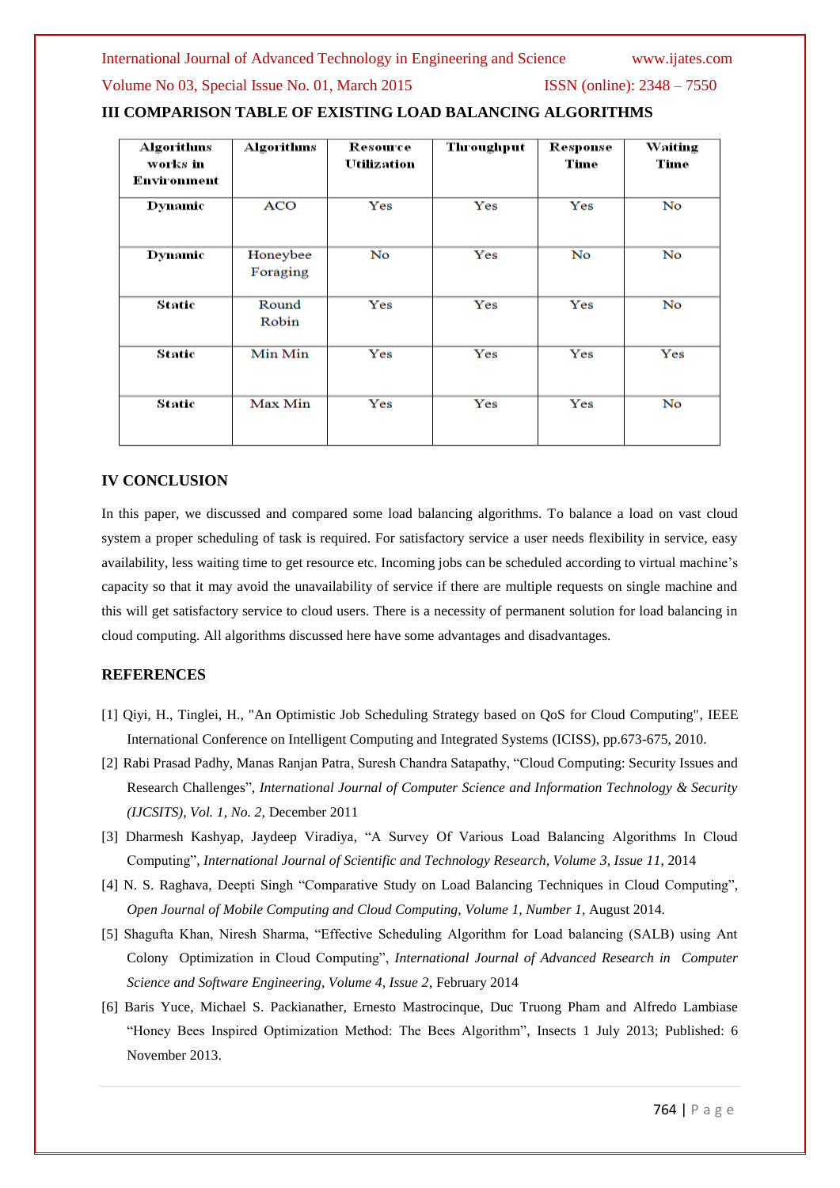## III COMPARISON TABLE OF EXISTING LOAD BALANCING ALGORITHMS

| Algorithms works in Environment | Algorithms | Resource Utilization | Throughput | Response Time | Waiting Time |
|---|---|---|---|---|---|
| Dynamic | ACO | Yes | Yes | Yes | No |
| Dynamic | Honeybee Foraging | No | Yes | No | No |
| Static | Round Robin | Yes | Yes | Yes | No |
| Static | Min Min | Yes | Yes | Yes | Yes |
| Static | Max Min | Yes | Yes | Yes | No |

## IV CONCLUSION

In this paper, we discussed and compared some load balancing algorithms. To balance a load on vast cloud system a proper scheduling of task is required. For satisfactory service a user needs flexibility in service, easy availability, less waiting time to get resource etc. Incoming jobs can be scheduled according to virtual machine's capacity so that it may avoid the unavailability of service if there are multiple requests on single machine and this will get satisfactory service to cloud users. There is a necessity of permanent solution for load balancing in cloud computing. All algorithms discussed here have some advantages and disadvantages.

## REFERENCES

[1] Qiyi, H., Tinglei, H., "An Optimistic Job Scheduling Strategy based on QoS for Cloud Computing", IEEE International Conference on Intelligent Computing and Integrated Systems (ICISS), pp.673-675, 2010.

[2] Rabi Prasad Padhy, Manas Ranjan Patra, Suresh Chandra Satapathy, "Cloud Computing: Security Issues and Research Challenges", *International Journal of Computer Science and Information Technology & Security (IJCSITS), Vol. 1, No. 2*, December 2011

[3] Dharmesh Kashyap, Jaydeep Viradiya, "A Survey Of Various Load Balancing Algorithms In Cloud Computing", *International Journal of Scientific and Technology Research, Volume 3, Issue 11*, 2014

[4] N. S. Raghava, Deepti Singh "Comparative Study on Load Balancing Techniques in Cloud Computing", *Open Journal of Mobile Computing and Cloud Computing, Volume 1, Number 1*, August 2014.

[5] Shagufta Khan, Niresh Sharma, "Effective Scheduling Algorithm for Load balancing (SALB) using Ant Colony Optimization in Cloud Computing", *International Journal of Advanced Research in Computer Science and Software Engineering, Volume 4, Issue 2*, February 2014

[6] Baris Yuce, Michael S. Packianather, Ernesto Mastrocinque, Duc Truong Pham and Alfredo Lambiase "Honey Bees Inspired Optimization Method: The Bees Algorithm", Insects 1 July 2013; Published: 6 November 2013.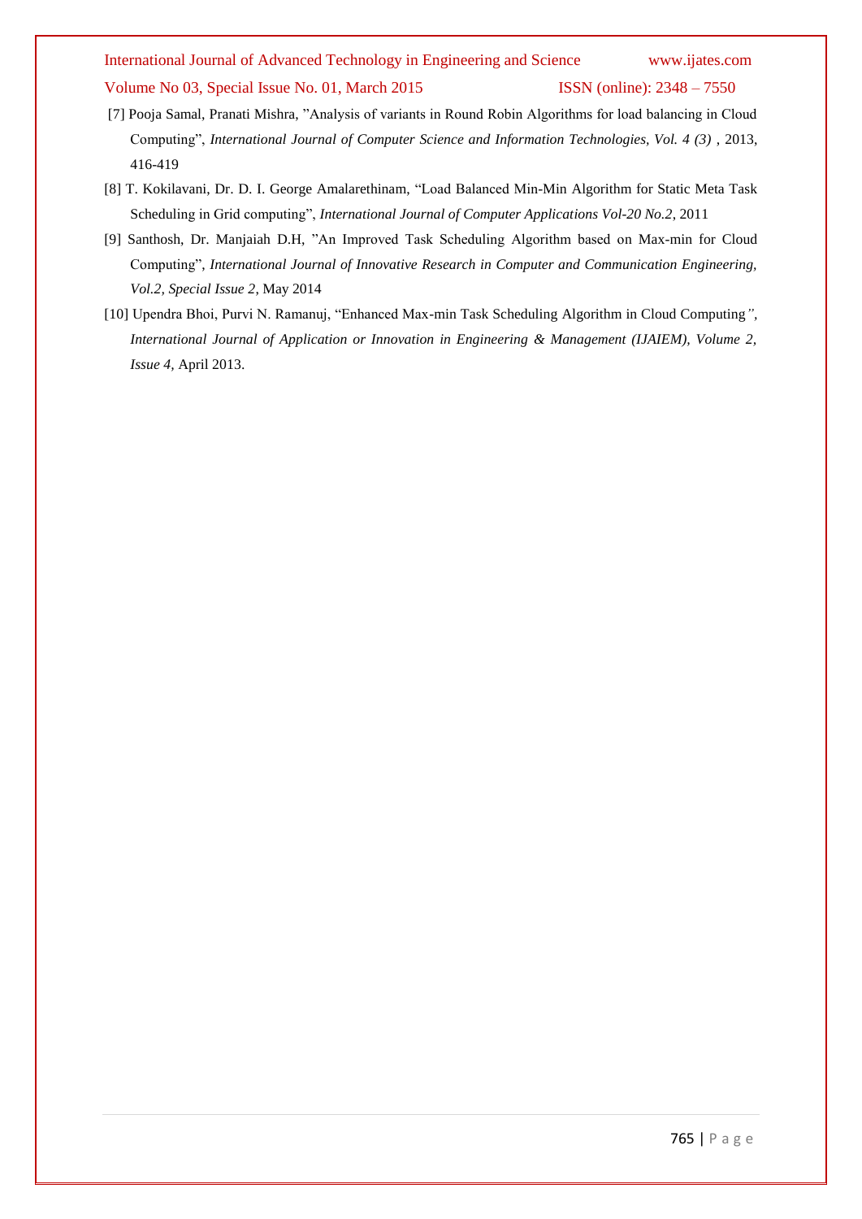[7] Pooja Samal, Pranati Mishra, "Analysis of variants in Round Robin Algorithms for load balancing in Cloud Computing", *International Journal of Computer Science and Information Technologies, Vol. 4 (3)* , 2013, 416-419

[8] T. Kokilavani, Dr. D. I. George Amalarethinam, "Load Balanced Min-Min Algorithm for Static Meta Task Scheduling in Grid computing", *International Journal of Computer Applications Vol-20 No.2*, 2011

[9] Santhosh, Dr. Manjaiah D.H, "An Improved Task Scheduling Algorithm based on Max-min for Cloud Computing", *International Journal of Innovative Research in Computer and Communication Engineering, Vol.2, Special Issue 2,* May 2014

[10] Upendra Bhoi, Purvi N. Ramanuj, "Enhanced Max-min Task Scheduling Algorithm in Cloud Computing", *International Journal of Application or Innovation in Engineering & Management (IJAIEM), Volume 2, Issue 4,* April 2013.